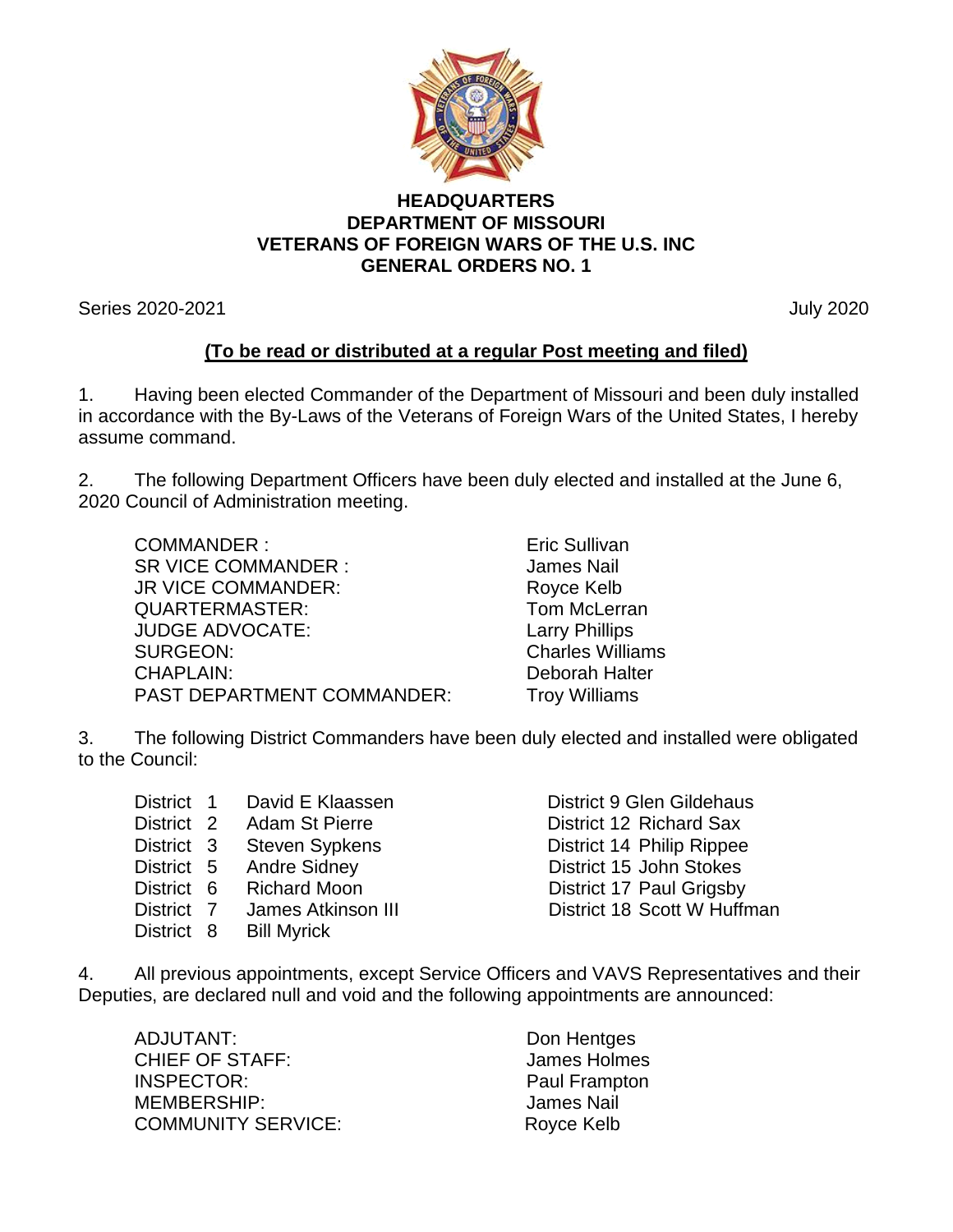**HEADQUARTERS**
**DEPARTMENT OF MISSOURI**
**VETERANS OF FOREIGN WARS OF THE U.S. INC**
**GENERAL ORDERS NO. 1**

Series 2020-2021 July 2020

**(To be read or distributed at a regular Post meeting and filed)**

1. Having been elected Commander of the Department of Missouri and been duly installed in accordance with the By-Laws of the Veterans of Foreign Wars of the United States, I hereby assume command.

2. The following Department Officers have been duly elected and installed at the June 6, 2020 Council of Administration meeting.

| | |
|---|---|
| COMMANDER : | Eric Sullivan |
| SR VICE COMMANDER : | James Nail |
| JR VICE COMMANDER: | Royce Kelb |
| QUARTERMASTER: | Tom McLerran |
| JUDGE ADVOCATE: | Larry Phillips |
| SURGEON: | Charles Williams |
| CHAPLAIN: | Deborah Halter |
| PAST DEPARTMENT COMMANDER: | Troy Williams |

3. The following District Commanders have been duly elected and installed were obligated to the Council:

| | |
|---|---|
| District 1 | David E Klaassen |
| District 2 | Adam St Pierre |
| District 3 | Steven Sypkens |
| District 5 | Andre Sidney |
| District 6 | Richard Moon |
| District 7 | James Atkinson III |
| District 8 | Bill Myrick |
| District 9 | Glen Gildehaus |
| District 12 | Richard Sax |
| District 14 | Philip Rippee |
| District 15 | John Stokes |
| District 17 | Paul Grigsby |
| District 18 | Scott W Huffman |

4. All previous appointments, except Service Officers and VAVS Representatives and their Deputies, are declared null and void and the following appointments are announced:

| | |
|---|---|
| ADJUTANT: | Don Hentges |
| CHIEF OF STAFF: | James Holmes |
| INSPECTOR: | Paul Frampton |
| MEMBERSHIP: | James Nail |
| COMMUNITY SERVICE: | Royce Kelb |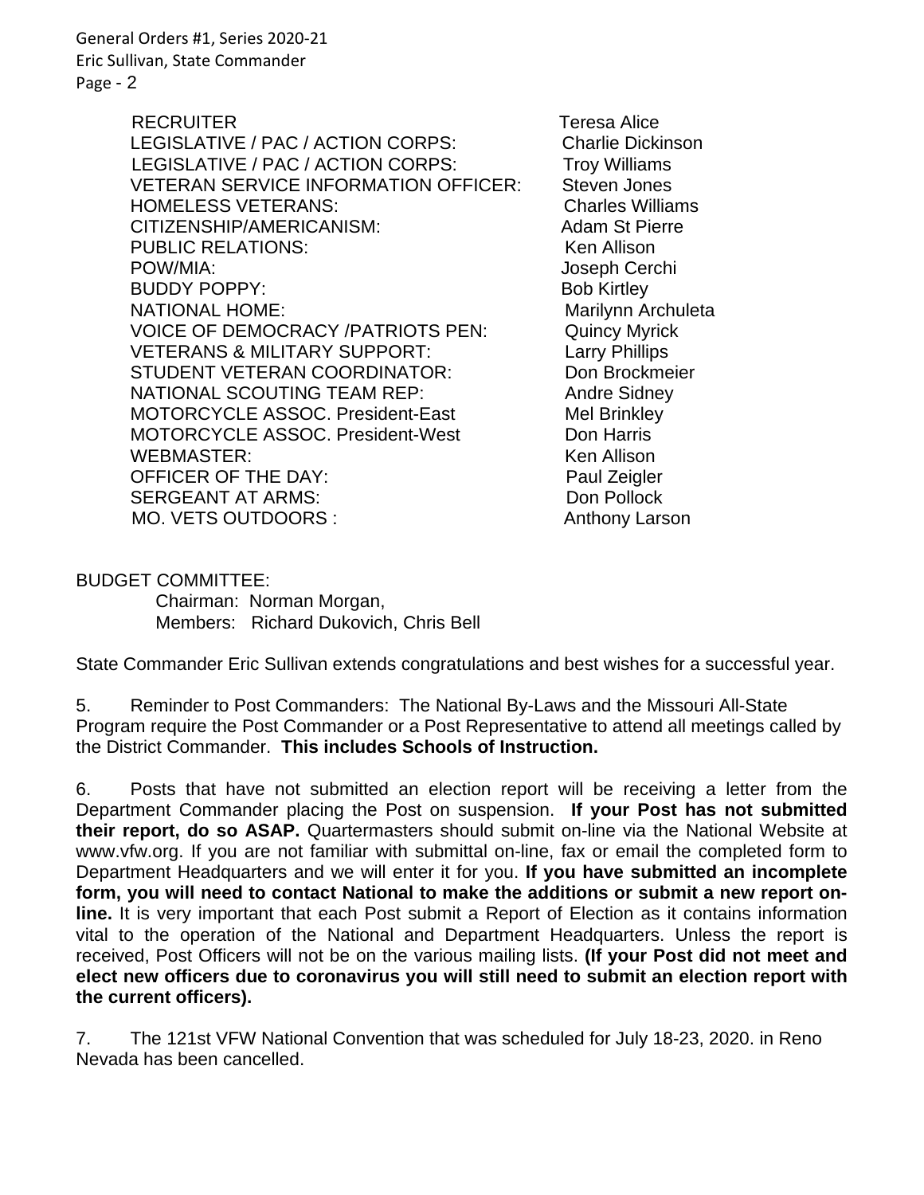| | |
|---|---|
| RECRUITER | Teresa Alice |
| LEGISLATIVE / PAC / ACTION CORPS: | Charlie Dickinson |
| LEGISLATIVE / PAC / ACTION CORPS: | Troy Williams |
| VETERAN SERVICE INFORMATION OFFICER: | Steven Jones |
| HOMELESS VETERANS: | Charles Williams |
| CITIZENSHIP/AMERICANISM: | Adam St Pierre |
| PUBLIC RELATIONS: | Ken Allison |
| POW/MIA: | Joseph Cerchi |
| BUDDY POPPY: | Bob Kirtley |
| NATIONAL HOME: | Marilynn Archuleta |
| VOICE OF DEMOCRACY /PATRIOTS PEN: | Quincy Myrick |
| VETERANS & MILITARY SUPPORT: | Larry Phillips |
| STUDENT VETERAN COORDINATOR: | Don Brockmeier |
| NATIONAL SCOUTING TEAM REP: | Andre Sidney |
| MOTORCYCLE ASSOC. President-East | Mel Brinkley |
| MOTORCYCLE ASSOC. President-West | Don Harris |
| WEBMASTER: | Ken Allison |
| OFFICER OF THE DAY: | Paul Zeigler |
| SERGEANT AT ARMS: | Don Pollock |
| MO. VETS OUTDOORS : | Anthony Larson |

BUDGET COMMITTEE:

Chairman: Norman Morgan,
Members: Richard Dukovich, Chris Bell

State Commander Eric Sullivan extends congratulations and best wishes for a successful year.

5. Reminder to Post Commanders: The National By-Laws and the Missouri All-State Program require the Post Commander or a Post Representative to attend all meetings called by the District Commander. **This includes Schools of Instruction.**

6. Posts that have not submitted an election report will be receiving a letter from the Department Commander placing the Post on suspension. **If your Post has not submitted their report, do so ASAP.** Quartermasters should submit on-line via the National Website at www.vfw.org. If you are not familiar with submittal on-line, fax or email the completed form to Department Headquarters and we will enter it for you. **If you have submitted an incomplete form, you will need to contact National to make the additions or submit a new report on-line.** It is very important that each Post submit a Report of Election as it contains information vital to the operation of the National and Department Headquarters. Unless the report is received, Post Officers will not be on the various mailing lists. **(If your Post did not meet and elect new officers due to coronavirus you will still need to submit an election report with the current officers).**

7. The 121st VFW National Convention that was scheduled for July 18-23, 2020. in Reno Nevada has been cancelled.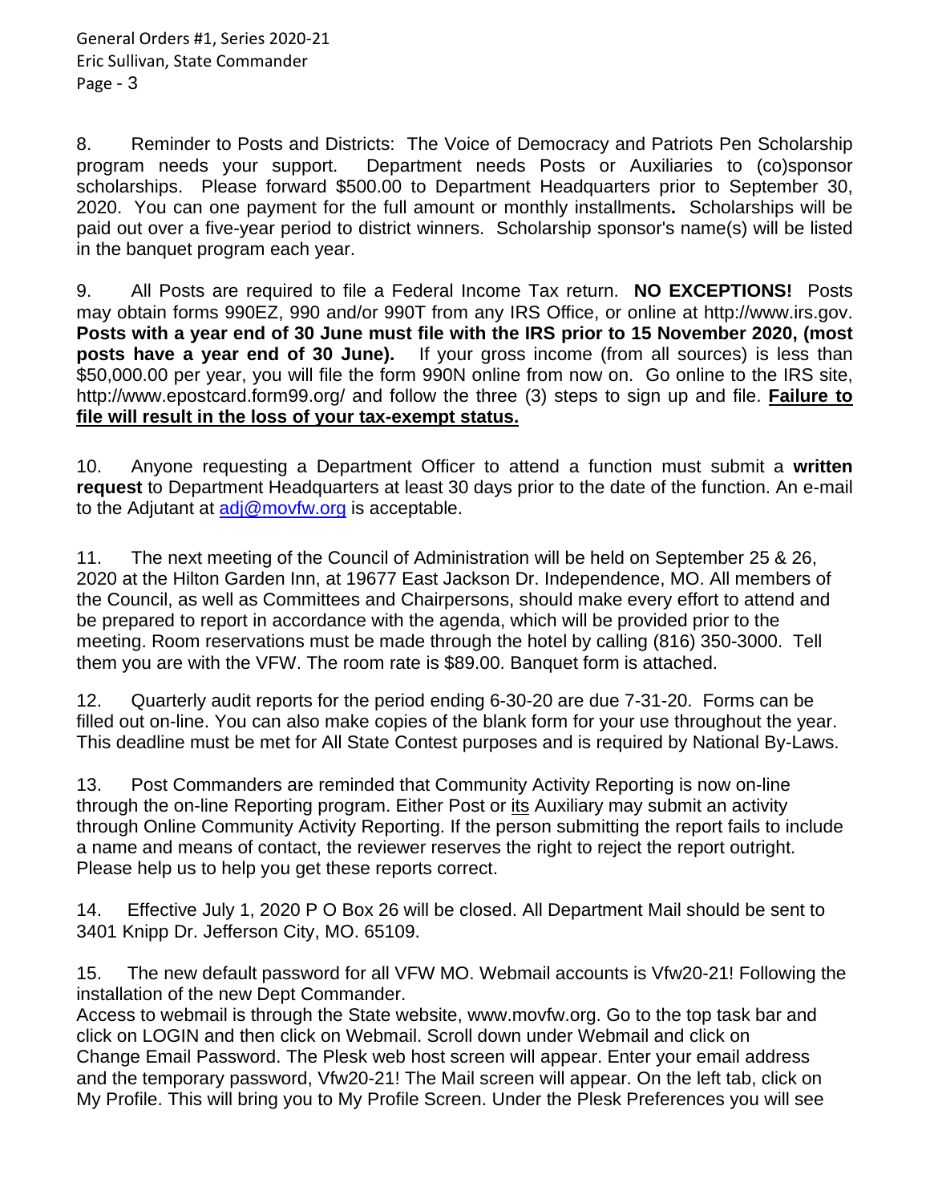8. Reminder to Posts and Districts: The Voice of Democracy and Patriots Pen Scholarship program needs your support. Department needs Posts or Auxiliaries to (co)sponsor scholarships. Please forward $500.00 to Department Headquarters prior to September 30, 2020. You can one payment for the full amount or monthly installments**.** Scholarships will be paid out over a five-year period to district winners. Scholarship sponsor's name(s) will be listed in the banquet program each year.

9. All Posts are required to file a Federal Income Tax return. **NO EXCEPTIONS!** Posts may obtain forms 990EZ, 990 and/or 990T from any IRS Office, or online at http://www.irs.gov. **Posts with a year end of 30 June must file with the IRS prior to 15 November 2020, (most posts have a year end of 30 June).** If your gross income (from all sources) is less than $50,000.00 per year, you will file the form 990N online from now on. Go online to the IRS site, http://www.epostcard.form99.org/ and follow the three (3) steps to sign up and file. **Failure to file will result in the loss of your tax-exempt status.**

10. Anyone requesting a Department Officer to attend a function must submit a **written request** to Department Headquarters at least 30 days prior to the date of the function. An e-mail to the Adjutant at adj@movfw.org is acceptable.

11. The next meeting of the Council of Administration will be held on September 25 & 26, 2020 at the Hilton Garden Inn, at 19677 East Jackson Dr. Independence, MO. All members of the Council, as well as Committees and Chairpersons, should make every effort to attend and be prepared to report in accordance with the agenda, which will be provided prior to the meeting. Room reservations must be made through the hotel by calling (816) 350-3000. Tell them you are with the VFW. The room rate is $89.00. Banquet form is attached.

12. Quarterly audit reports for the period ending 6-30-20 are due 7-31-20. Forms can be filled out on-line. You can also make copies of the blank form for your use throughout the year. This deadline must be met for All State Contest purposes and is required by National By-Laws.

13. Post Commanders are reminded that Community Activity Reporting is now on-line through the on-line Reporting program. Either Post or its Auxiliary may submit an activity through Online Community Activity Reporting. If the person submitting the report fails to include a name and means of contact, the reviewer reserves the right to reject the report outright. Please help us to help you get these reports correct.

14. Effective July 1, 2020 P O Box 26 will be closed. All Department Mail should be sent to 3401 Knipp Dr. Jefferson City, MO. 65109.

15. The new default password for all VFW MO. Webmail accounts is Vfw20-21! Following the installation of the new Dept Commander.
Access to webmail is through the State website, www.movfw.org. Go to the top task bar and click on LOGIN and then click on Webmail. Scroll down under Webmail and click on Change Email Password. The Plesk web host screen will appear. Enter your email address and the temporary password, Vfw20-21! The Mail screen will appear. On the left tab, click on My Profile. This will bring you to My Profile Screen. Under the Plesk Preferences you will see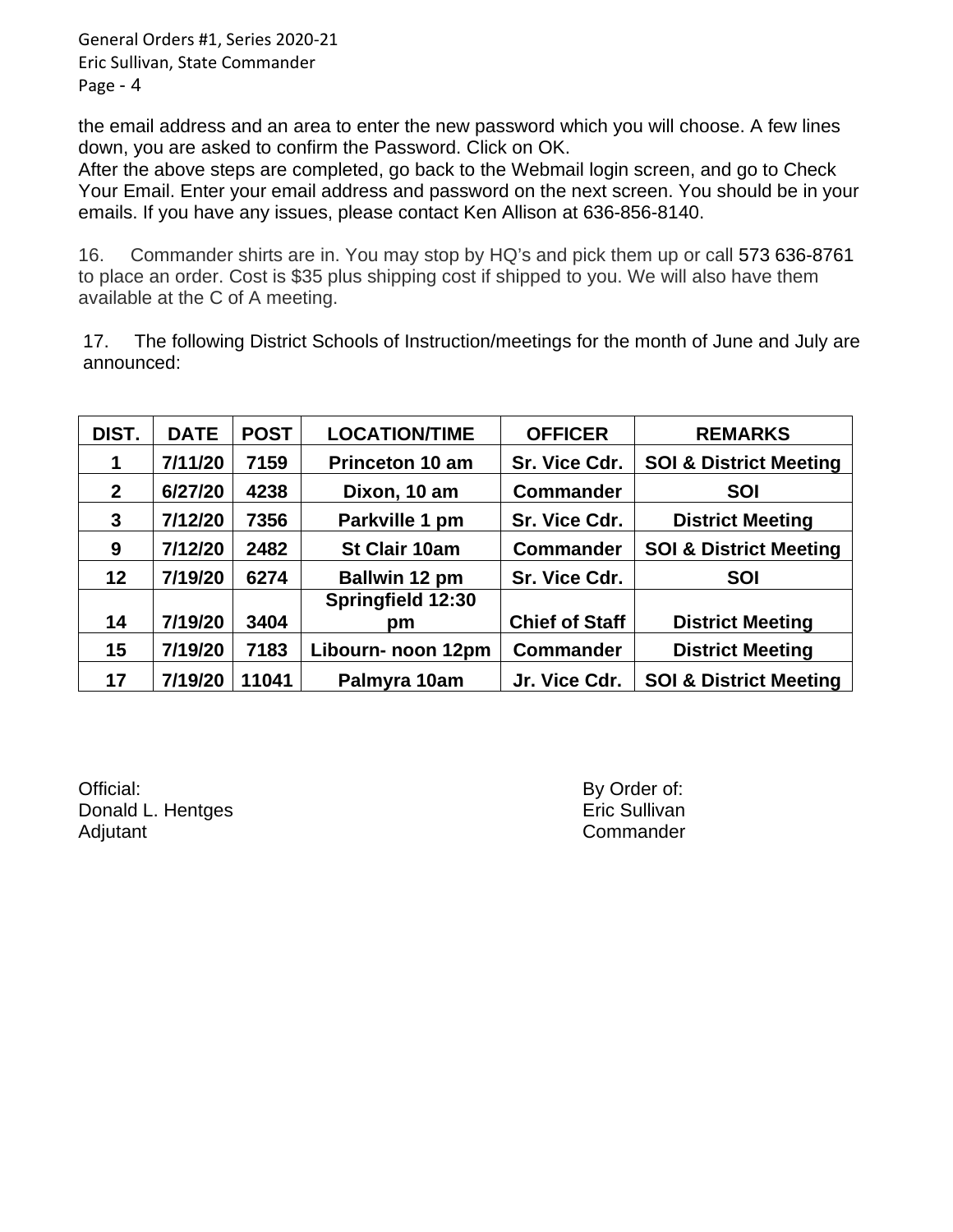the email address and an area to enter the new password which you will choose. A few lines down, you are asked to confirm the Password. Click on OK.
After the above steps are completed, go back to the Webmail login screen, and go to Check Your Email. Enter your email address and password on the next screen. You should be in your emails. If you have any issues, please contact Ken Allison at 636-856-8140.

16. Commander shirts are in. You may stop by HQ's and pick them up or call 573 636-8761 to place an order. Cost is $35 plus shipping cost if shipped to you. We will also have them available at the C of A meeting.

17. The following District Schools of Instruction/meetings for the month of June and July are announced:

| DIST. | DATE | POST | LOCATION/TIME | OFFICER | REMARKS |
|---|---|---|---|---|---|
| 1 | 7/11/20 | 7159 | Princeton 10 am | Sr. Vice Cdr. | SOI & District Meeting |
| 2 | 6/27/20 | 4238 | Dixon, 10 am | Commander | SOI |
| 3 | 7/12/20 | 7356 | Parkville 1 pm | Sr. Vice Cdr. | District Meeting |
| 9 | 7/12/20 | 2482 | St Clair 10am | Commander | SOI & District Meeting |
| 12 | 7/19/20 | 6274 | Ballwin 12 pm | Sr. Vice Cdr. | SOI |
| 14 | 7/19/20 | 3404 | Springfield 12:30 pm | Chief of Staff | District Meeting |
| 15 | 7/19/20 | 7183 | Libourn- noon 12pm | Commander | District Meeting |
| 17 | 7/19/20 | 11041 | Palmyra 10am | Jr. Vice Cdr. | SOI & District Meeting |

Official:
Donald L. Hentges
Adjutant

By Order of:
Eric Sullivan
Commander